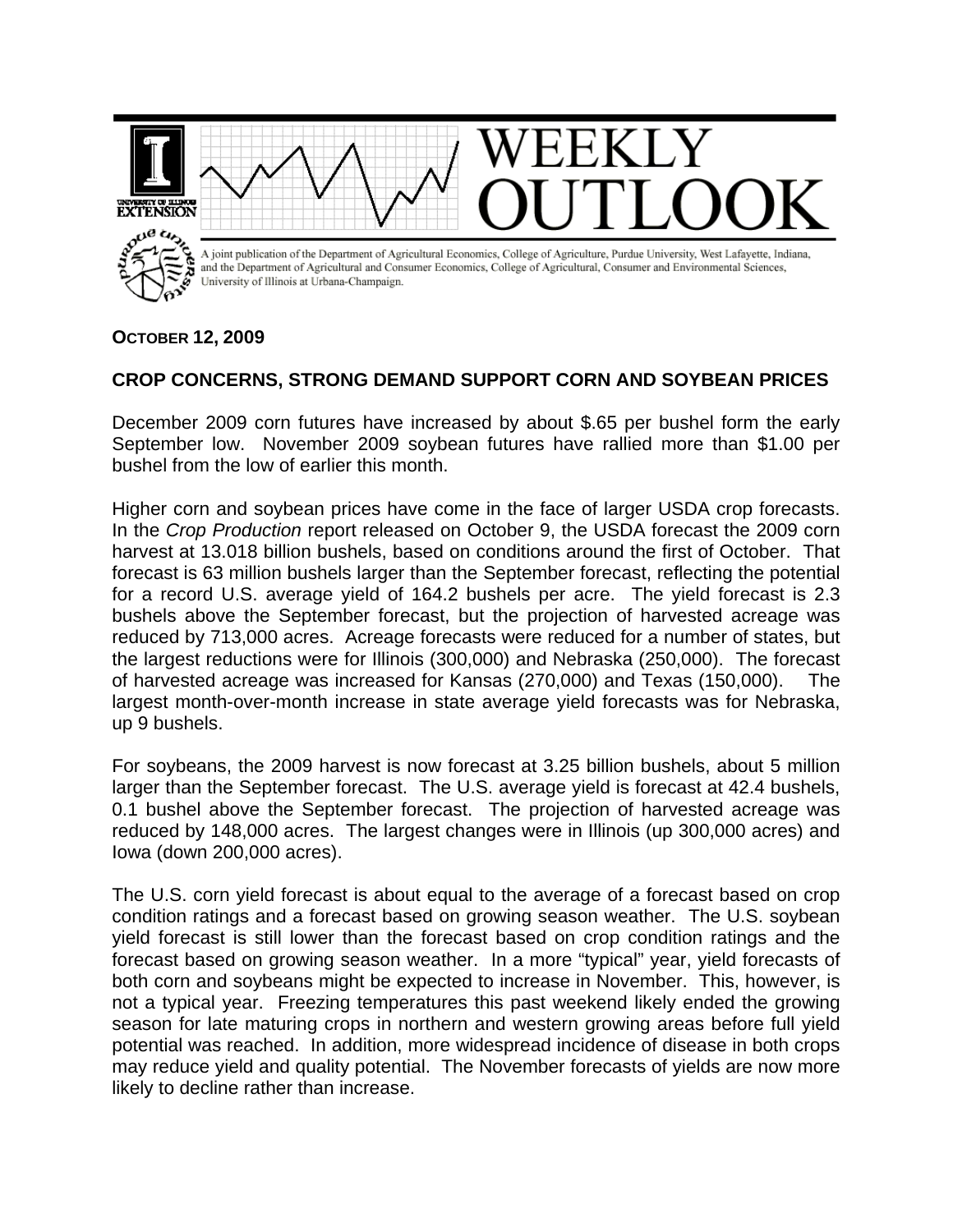# WEEKLY OUTLOOK

A joint publication of the Department of Agricultural Economics, College of Agriculture, Purdue University, West Lafayette, Indiana, and the Department of Agricultural and Consumer Economics, College of Agricultural, Consumer and Environmental Sciences, University of Illinois at Urbana-Champaign.

**OCTOBER 12, 2009**

## CROP CONCERNS, STRONG DEMAND SUPPORT CORN AND SOYBEAN PRICES

December 2009 corn futures have increased by about $.65 per bushel form the early September low. November 2009 soybean futures have rallied more than $1.00 per bushel from the low of earlier this month.

Higher corn and soybean prices have come in the face of larger USDA crop forecasts. In the *Crop Production* report released on October 9, the USDA forecast the 2009 corn harvest at 13.018 billion bushels, based on conditions around the first of October. That forecast is 63 million bushels larger than the September forecast, reflecting the potential for a record U.S. average yield of 164.2 bushels per acre. The yield forecast is 2.3 bushels above the September forecast, but the projection of harvested acreage was reduced by 713,000 acres. Acreage forecasts were reduced for a number of states, but the largest reductions were for Illinois (300,000) and Nebraska (250,000). The forecast of harvested acreage was increased for Kansas (270,000) and Texas (150,000). The largest month-over-month increase in state average yield forecasts was for Nebraska, up 9 bushels.

For soybeans, the 2009 harvest is now forecast at 3.25 billion bushels, about 5 million larger than the September forecast. The U.S. average yield is forecast at 42.4 bushels, 0.1 bushel above the September forecast. The projection of harvested acreage was reduced by 148,000 acres. The largest changes were in Illinois (up 300,000 acres) and Iowa (down 200,000 acres).

The U.S. corn yield forecast is about equal to the average of a forecast based on crop condition ratings and a forecast based on growing season weather. The U.S. soybean yield forecast is still lower than the forecast based on crop condition ratings and the forecast based on growing season weather. In a more "typical" year, yield forecasts of both corn and soybeans might be expected to increase in November. This, however, is not a typical year. Freezing temperatures this past weekend likely ended the growing season for late maturing crops in northern and western growing areas before full yield potential was reached. In addition, more widespread incidence of disease in both crops may reduce yield and quality potential. The November forecasts of yields are now more likely to decline rather than increase.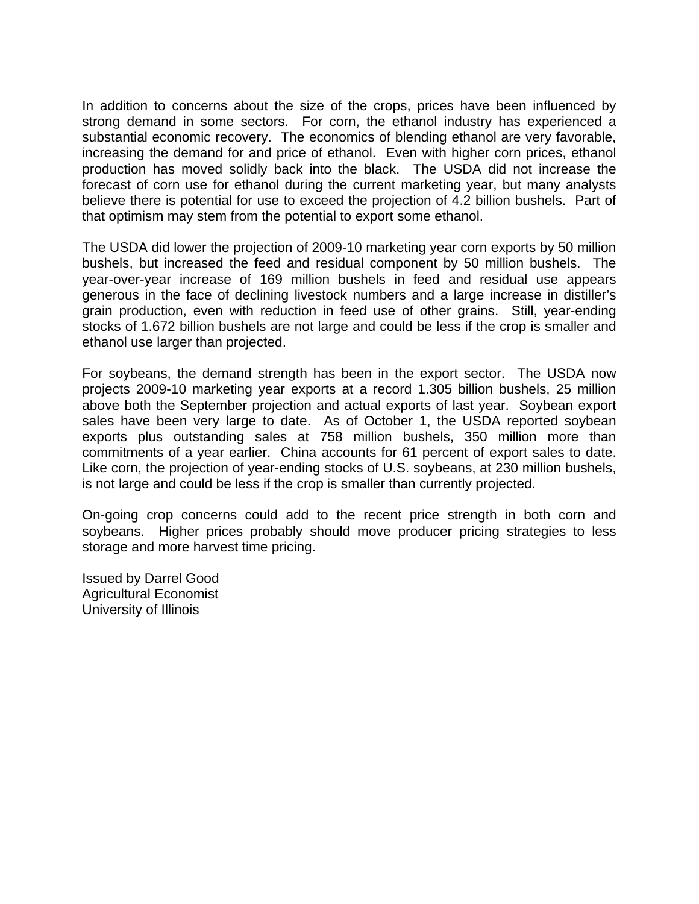In addition to concerns about the size of the crops, prices have been influenced by strong demand in some sectors. For corn, the ethanol industry has experienced a substantial economic recovery. The economics of blending ethanol are very favorable, increasing the demand for and price of ethanol. Even with higher corn prices, ethanol production has moved solidly back into the black. The USDA did not increase the forecast of corn use for ethanol during the current marketing year, but many analysts believe there is potential for use to exceed the projection of 4.2 billion bushels. Part of that optimism may stem from the potential to export some ethanol.

The USDA did lower the projection of 2009-10 marketing year corn exports by 50 million bushels, but increased the feed and residual component by 50 million bushels. The year-over-year increase of 169 million bushels in feed and residual use appears generous in the face of declining livestock numbers and a large increase in distiller's grain production, even with reduction in feed use of other grains. Still, year-ending stocks of 1.672 billion bushels are not large and could be less if the crop is smaller and ethanol use larger than projected.

For soybeans, the demand strength has been in the export sector. The USDA now projects 2009-10 marketing year exports at a record 1.305 billion bushels, 25 million above both the September projection and actual exports of last year. Soybean export sales have been very large to date. As of October 1, the USDA reported soybean exports plus outstanding sales at 758 million bushels, 350 million more than commitments of a year earlier. China accounts for 61 percent of export sales to date. Like corn, the projection of year-ending stocks of U.S. soybeans, at 230 million bushels, is not large and could be less if the crop is smaller than currently projected.

On-going crop concerns could add to the recent price strength in both corn and soybeans. Higher prices probably should move producer pricing strategies to less storage and more harvest time pricing.

Issued by Darrel Good  
Agricultural Economist  
University of Illinois